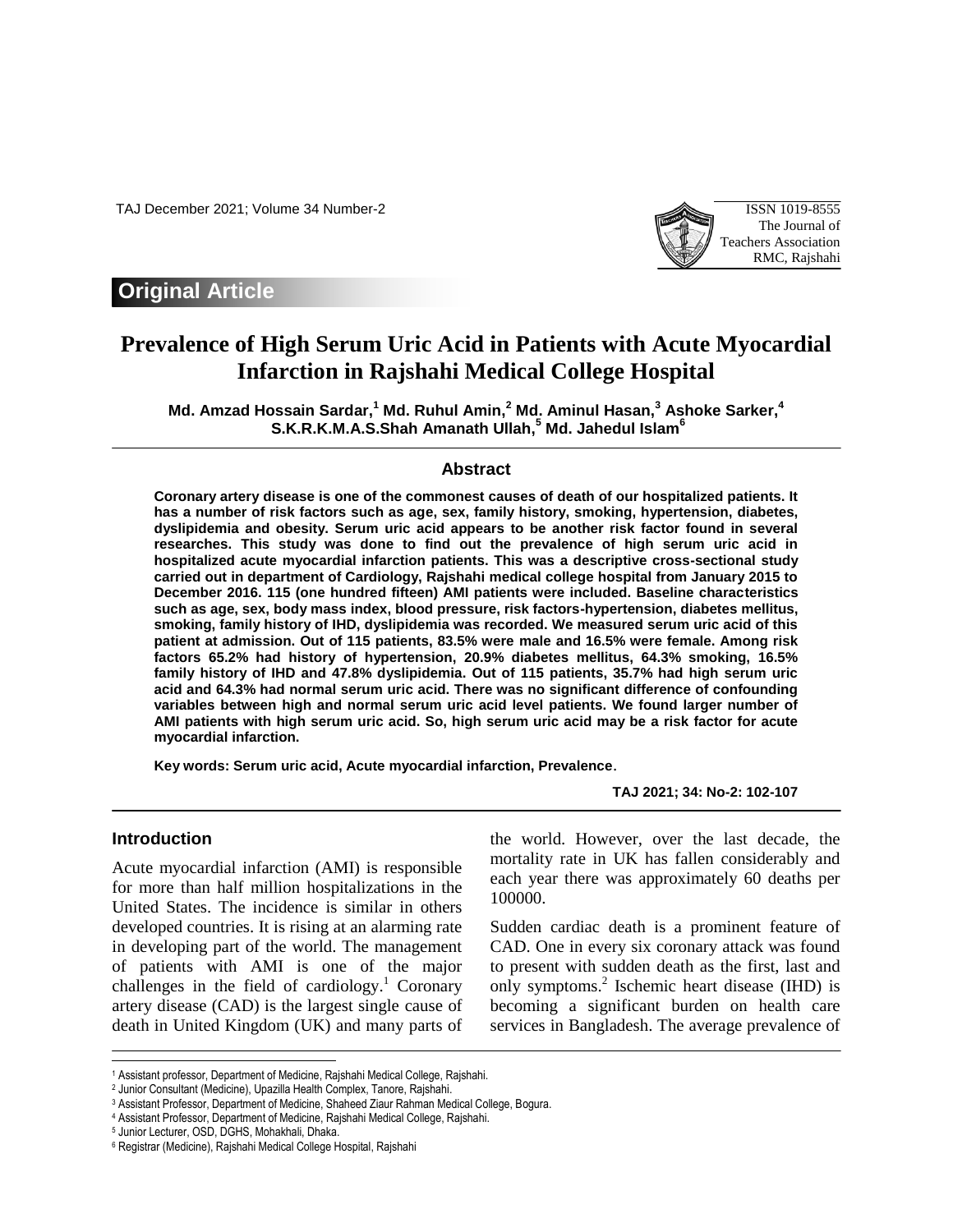## Original Article

# Prevalence of High Serum Uric Acid in Patients with Acute Myocardial Infarction in Rajshahi Medical College Hospital

**Md. Amzad Hossain Sardar,[1] Md. Ruhul Amin,[2] Md. Aminul Hasan,[3] Ashoke Sarker,[4] S.K.R.K.M.A.S.Shah Amanath Ullah,[5] Md. Jahedul Islam[6]**

### Abstract

**Coronary artery disease is one of the commonest causes of death of our hospitalized patients. It has a number of risk factors such as age, sex, family history, smoking, hypertension, diabetes, dyslipidemia and obesity. Serum uric acid appears to be another risk factor found in several researches. This study was done to find out the prevalence of high serum uric acid in hospitalized acute myocardial infarction patients. This was a descriptive cross-sectional study carried out in department of Cardiology, Rajshahi medical college hospital from January 2015 to December 2016. 115 (one hundred fifteen) AMI patients were included. Baseline characteristics such as age, sex, body mass index, blood pressure, risk factors-hypertension, diabetes mellitus, smoking, family history of IHD, dyslipidemia was recorded. We measured serum uric acid of this patient at admission. Out of 115 patients, 83.5% were male and 16.5% were female. Among risk factors 65.2% had history of hypertension, 20.9% diabetes mellitus, 64.3% smoking, 16.5% family history of IHD and 47.8% dyslipidemia. Out of 115 patients, 35.7% had high serum uric acid and 64.3% had normal serum uric acid. There was no significant difference of confounding variables between high and normal serum uric acid level patients. We found larger number of AMI patients with high serum uric acid. So, high serum uric acid may be a risk factor for acute myocardial infarction.**

**Key words: Serum uric acid, Acute myocardial infarction, Prevalence**.

### Introduction

Acute myocardial infarction (AMI) is responsible for more than half million hospitalizations in the United States. The incidence is similar in others developed countries. It is rising at an alarming rate in developing part of the world. The management of patients with AMI is one of the major challenges in the field of cardiology.[1] Coronary artery disease (CAD) is the largest single cause of death in United Kingdom (UK) and many parts of the world. However, over the last decade, the mortality rate in UK has fallen considerably and each year there was approximately 60 deaths per 100000.

Sudden cardiac death is a prominent feature of CAD. One in every six coronary attack was found to present with sudden death as the first, last and only symptoms.[2] Ischemic heart disease (IHD) is becoming a significant burden on health care services in Bangladesh. The average prevalence of

---

[1] Assistant professor, Department of Medicine, Rajshahi Medical College, Rajshahi.
[2] Junior Consultant (Medicine), Upazilla Health Complex, Tanore, Rajshahi.
[3] Assistant Professor, Department of Medicine, Shaheed Ziaur Rahman Medical College, Bogura.
[4] Assistant Professor, Department of Medicine, Rajshahi Medical College, Rajshahi.
[5] Junior Lecturer, OSD, DGHS, Mohakhali, Dhaka.
[6] Registrar (Medicine), Rajshahi Medical College Hospital, Rajshahi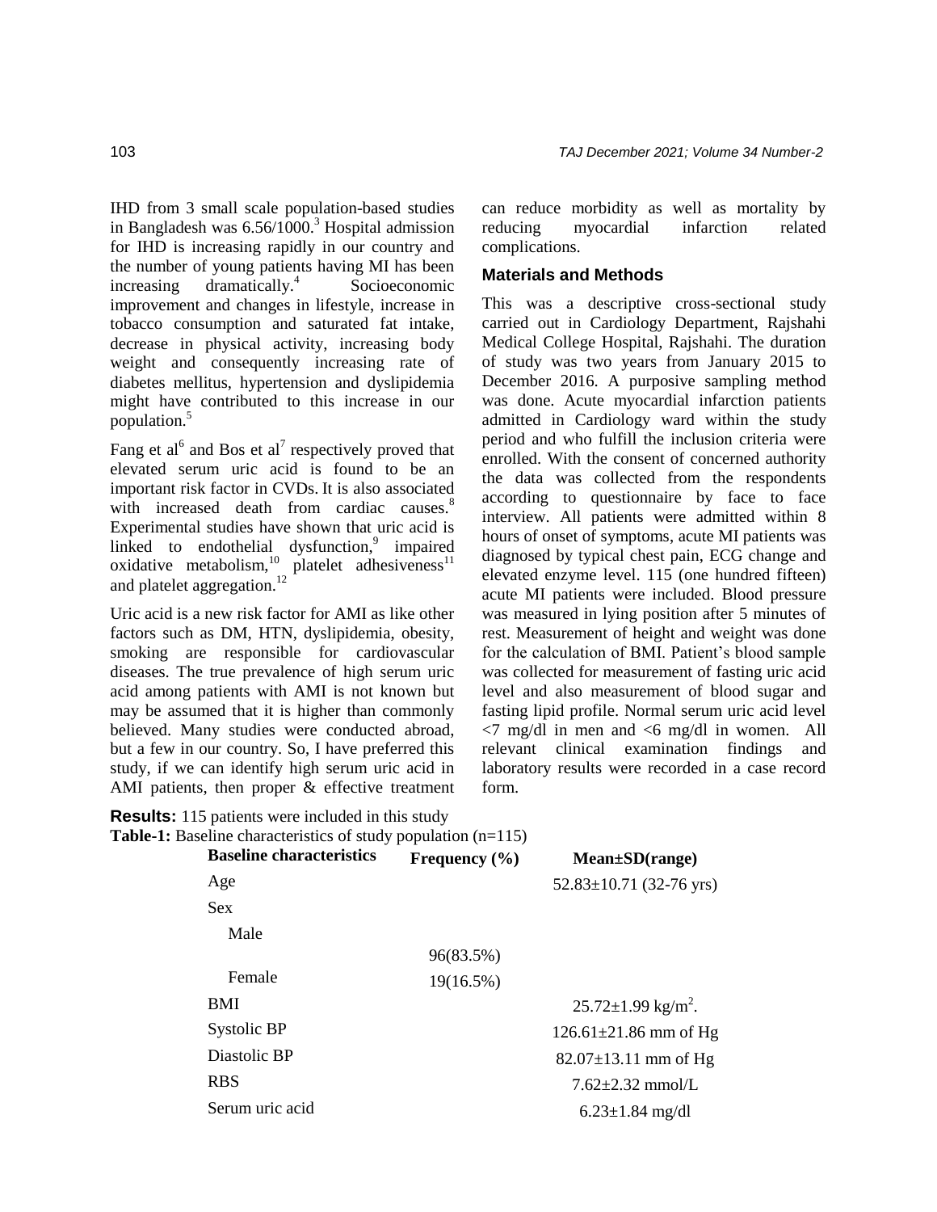IHD from 3 small scale population-based studies in Bangladesh was 6.56/1000.[3] Hospital admission for IHD is increasing rapidly in our country and the number of young patients having MI has been increasing dramatically.[4] Socioeconomic improvement and changes in lifestyle, increase in tobacco consumption and saturated fat intake, decrease in physical activity, increasing body weight and consequently increasing rate of diabetes mellitus, hypertension and dyslipidemia might have contributed to this increase in our population.[5]

Fang et al[6] and Bos et al[7] respectively proved that elevated serum uric acid is found to be an important risk factor in CVDs. It is also associated with increased death from cardiac causes.[8] Experimental studies have shown that uric acid is linked to endothelial dysfunction,[9] impaired oxidative metabolism,[10] platelet adhesiveness[11] and platelet aggregation.[12]

Uric acid is a new risk factor for AMI as like other factors such as DM, HTN, dyslipidemia, obesity, smoking are responsible for cardiovascular diseases. The true prevalence of high serum uric acid among patients with AMI is not known but may be assumed that it is higher than commonly believed. Many studies were conducted abroad, but a few in our country. So, I have preferred this study, if we can identify high serum uric acid in AMI patients, then proper & effective treatment can reduce morbidity as well as mortality by reducing myocardial infarction related complications.

## Materials and Methods

This was a descriptive cross-sectional study carried out in Cardiology Department, Rajshahi Medical College Hospital, Rajshahi. The duration of study was two years from January 2015 to December 2016. A purposive sampling method was done. Acute myocardial infarction patients admitted in Cardiology ward within the study period and who fulfill the inclusion criteria were enrolled. With the consent of concerned authority the data was collected from the respondents according to questionnaire by face to face interview. All patients were admitted within 8 hours of onset of symptoms, acute MI patients was diagnosed by typical chest pain, ECG change and elevated enzyme level. 115 (one hundred fifteen) acute MI patients were included. Blood pressure was measured in lying position after 5 minutes of rest. Measurement of height and weight was done for the calculation of BMI. Patient's blood sample was collected for measurement of fasting uric acid level and also measurement of blood sugar and fasting lipid profile. Normal serum uric acid level <7 mg/dl in men and <6 mg/dl in women. All relevant clinical examination findings and laboratory results were recorded in a case record form.

**Results:** 115 patients were included in this study

**Table-1:** Baseline characteristics of study population (n=115)

| Baseline characteristics | Frequency (%) | Mean±SD(range) |
|---|---|---|
| Age | | 52.83±10.71 (32-76 yrs) |
| Sex | | |
| Male | 96(83.5%) | |
| Female | 19(16.5%) | |
| BMI | | 25.72±1.99 kg/m$^2$. |
| Systolic BP | | 126.61±21.86 mm of Hg |
| Diastolic BP | | 82.07±13.11 mm of Hg |
| RBS | | 7.62±2.32 mmol/L |
| Serum uric acid | | 6.23±1.84 mg/dl |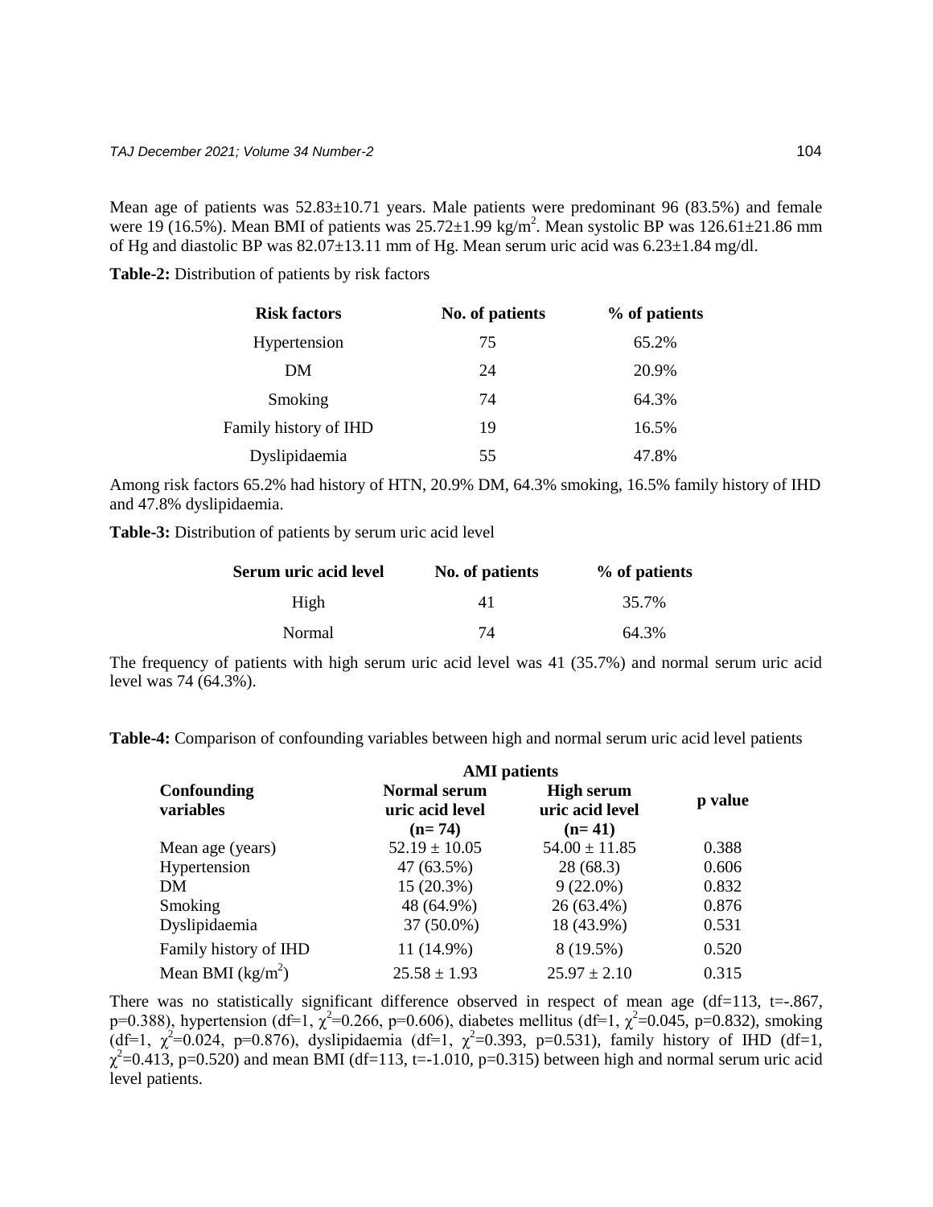Mean age of patients was 52.83±10.71 years. Male patients were predominant 96 (83.5%) and female were 19 (16.5%). Mean BMI of patients was 25.72±1.99 kg/m$^2$. Mean systolic BP was 126.61±21.86 mm of Hg and diastolic BP was 82.07±13.11 mm of Hg. Mean serum uric acid was 6.23±1.84 mg/dl.

**Table-2:** Distribution of patients by risk factors

| Risk factors | No. of patients | % of patients |
|---|---|---|
| Hypertension | 75 | 65.2% |
| DM | 24 | 20.9% |
| Smoking | 74 | 64.3% |
| Family history of IHD | 19 | 16.5% |
| Dyslipidaemia | 55 | 47.8% |

Among risk factors 65.2% had history of HTN, 20.9% DM, 64.3% smoking, 16.5% family history of IHD and 47.8% dyslipidaemia.

**Table-3:** Distribution of patients by serum uric acid level

| Serum uric acid level | No. of patients | % of patients |
|---|---|---|
| High | 41 | 35.7% |
| Normal | 74 | 64.3% |

The frequency of patients with high serum uric acid level was 41 (35.7%) and normal serum uric acid level was 74 (64.3%).

**Table-4:** Comparison of confounding variables between high and normal serum uric acid level patients

| Confounding variables | AMI patients | | p value |
|---|---|---|---|
| | Normal serum uric acid level (n= 74) | High serum uric acid level (n= 41) | |
| Mean age (years) | 52.19 ± 10.05 | 54.00 ± 11.85 | 0.388 |
| Hypertension | 47 (63.5%) | 28 (68.3) | 0.606 |
| DM | 15 (20.3%) | 9 (22.0%) | 0.832 |
| Smoking | 48 (64.9%) | 26 (63.4%) | 0.876 |
| Dyslipidaemia | 37 (50.0%) | 18 (43.9%) | 0.531 |
| Family history of IHD | 11 (14.9%) | 8 (19.5%) | 0.520 |
| Mean BMI (kg/m$^2$) | 25.58 ± 1.93 | 25.97 ± 2.10 | 0.315 |

There was no statistically significant difference observed in respect of mean age (df=113, t=-.867, p=0.388), hypertension (df=1, $\chi^2$=0.266, p=0.606), diabetes mellitus (df=1, $\chi^2$=0.045, p=0.832), smoking (df=1, $\chi^2$=0.024, p=0.876), dyslipidaemia (df=1, $\chi^2$=0.393, p=0.531), family history of IHD (df=1, $\chi^2$=0.413, p=0.520) and mean BMI (df=113, t=-1.010, p=0.315) between high and normal serum uric acid level patients.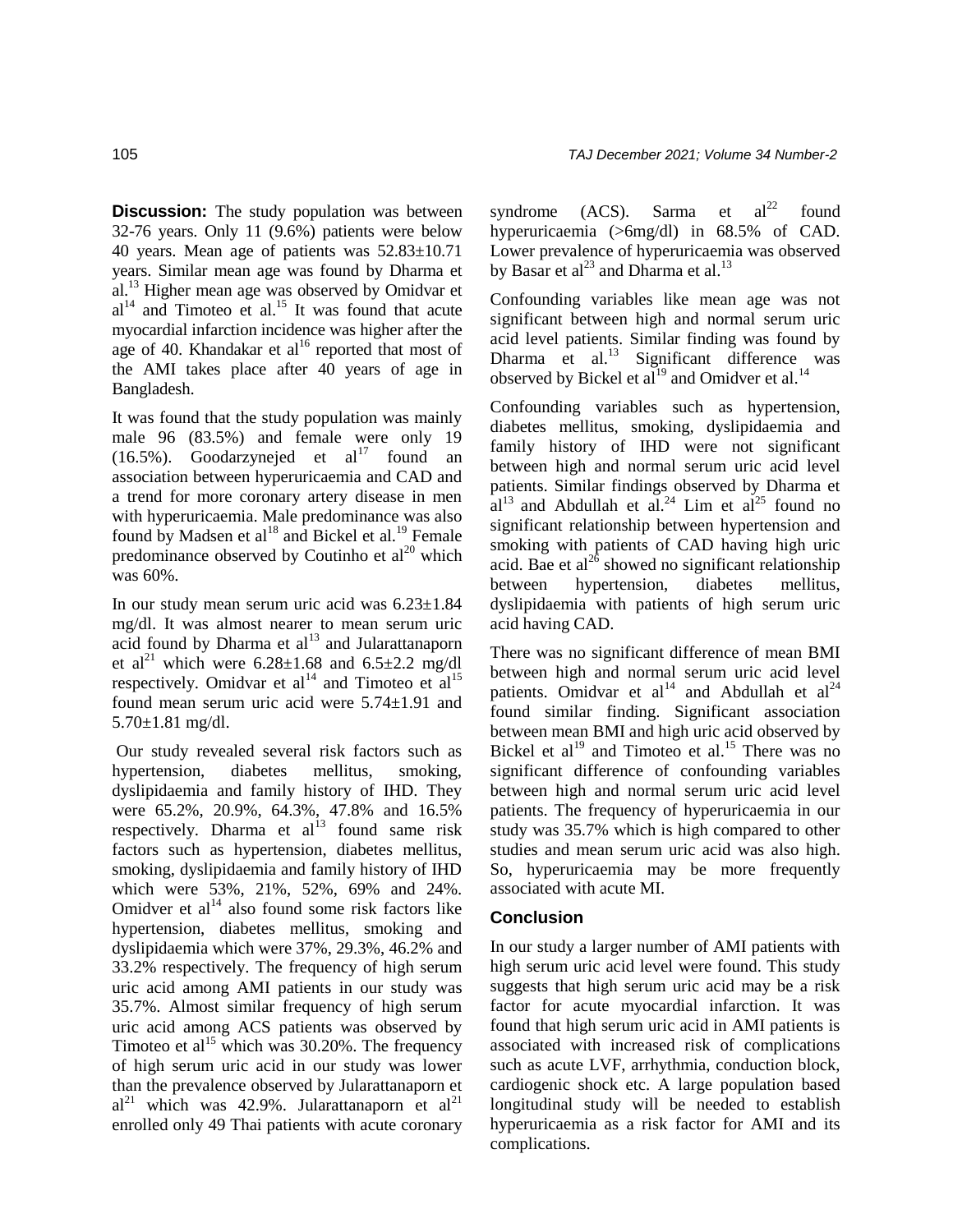**Discussion:** The study population was between 32-76 years. Only 11 (9.6%) patients were below 40 years. Mean age of patients was 52.83±10.71 years. Similar mean age was found by Dharma et al.[13] Higher mean age was observed by Omidvar et al[14] and Timoteo et al.[15] It was found that acute myocardial infarction incidence was higher after the age of 40. Khandakar et al[16] reported that most of the AMI takes place after 40 years of age in Bangladesh.

It was found that the study population was mainly male 96 (83.5%) and female were only 19 (16.5%). Goodarzynejed et al[17] found an association between hyperuricaemia and CAD and a trend for more coronary artery disease in men with hyperuricaemia. Male predominance was also found by Madsen et al[18] and Bickel et al.[19] Female predominance observed by Coutinho et al[20] which was 60%.

In our study mean serum uric acid was 6.23±1.84 mg/dl. It was almost nearer to mean serum uric acid found by Dharma et al[13] and Julartanaporn et al[21] which were 6.28±1.68 and 6.5±2.2 mg/dl respectively. Omidvar et al[14] and Timoteo et al[15] found mean serum uric acid were 5.74±1.91 and 5.70±1.81 mg/dl.

Our study revealed several risk factors such as hypertension, diabetes mellitus, smoking, dyslipidaemia and family history of IHD. They were 65.2%, 20.9%, 64.3%, 47.8% and 16.5% respectively. Dharma et al[13] found same risk factors such as hypertension, diabetes mellitus, smoking, dyslipidaemia and family history of IHD which were 53%, 21%, 52%, 69% and 24%. Omidver et al[14] also found some risk factors like hypertension, diabetes mellitus, smoking and dyslipidaemia which were 37%, 29.3%, 46.2% and 33.2% respectively. The frequency of high serum uric acid among AMI patients in our study was 35.7%. Almost similar frequency of high serum uric acid among ACS patients was observed by Timoteo et al[15] which was 30.20%. The frequency of high serum uric acid in our study was lower than the prevalence observed by Jularattanaporn et al[21] which was 42.9%. Jularattanaporn et al[21] enrolled only 49 Thai patients with acute coronary syndrome (ACS). Sarma et al[22] found hyperuricaemia (>6mg/dl) in 68.5% of CAD. Lower prevalence of hyperuricaemia was observed by Basar et al[23] and Dharma et al.[13]

Confounding variables like mean age was not significant between high and normal serum uric acid level patients. Similar finding was found by Dharma et al.[13] Significant difference was observed by Bickel et al[19] and Omidver et al.[14]

Confounding variables such as hypertension, diabetes mellitus, smoking, dyslipidaemia and family history of IHD were not significant between high and normal serum uric acid level patients. Similar findings observed by Dharma et al[13] and Abdullah et al.[24] Lim et al[25] found no significant relationship between hypertension and smoking with patients of CAD having high uric acid. Bae et al[26] showed no significant relationship between hypertension, diabetes mellitus, dyslipidaemia with patients of high serum uric acid having CAD.

There was no significant difference of mean BMI between high and normal serum uric acid level patients. Omidvar et al[14] and Abdullah et al[24] found similar finding. Significant association between mean BMI and high uric acid observed by Bickel et al[19] and Timoteo et al.[15] There was no significant difference of confounding variables between high and normal serum uric acid level patients. The frequency of hyperuricaemia in our study was 35.7% which is high compared to other studies and mean serum uric acid was also high. So, hyperuricaemia may be more frequently associated with acute MI.

## Conclusion

In our study a larger number of AMI patients with high serum uric acid level were found. This study suggests that high serum uric acid may be a risk factor for acute myocardial infarction. It was found that high serum uric acid in AMI patients is associated with increased risk of complications such as acute LVF, arrhythmia, conduction block, cardiogenic shock etc. A large population based longitudinal study will be needed to establish hyperuricaemia as a risk factor for AMI and its complications.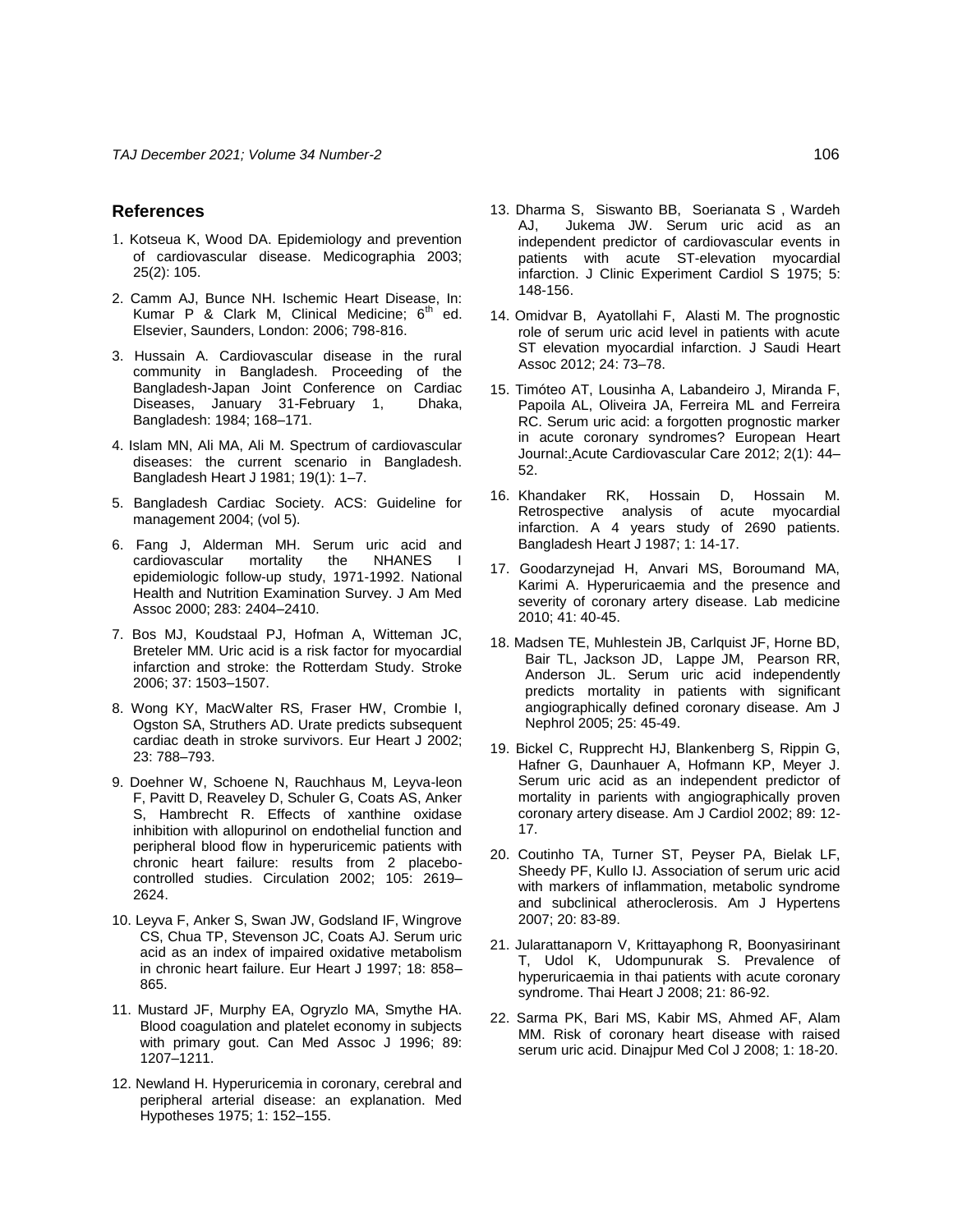## References

1. Kotseua K, Wood DA. Epidemiology and prevention of cardiovascular disease. Medicographia 2003; 25(2): 105.

2. Camm AJ, Bunce NH. Ischemic Heart Disease, In: Kumar P & Clark M, Clinical Medicine; 6th ed. Elsevier, Saunders, London: 2006; 798-816.

3. Hussain A. Cardiovascular disease in the rural community in Bangladesh. Proceeding of the Bangladesh-Japan Joint Conference on Cardiac Diseases, January 31-February 1, Dhaka, Bangladesh: 1984; 168–171.

4. Islam MN, Ali MA, Ali M. Spectrum of cardiovascular diseases: the current scenario in Bangladesh. Bangladesh Heart J 1981; 19(1): 1–7.

5. Bangladesh Cardiac Society. ACS: Guideline for management 2004; (vol 5).

6. Fang J, Alderman MH. Serum uric acid and cardiovascular mortality the NHANES I epidemiologic follow-up study, 1971-1992. National Health and Nutrition Examination Survey. J Am Med Assoc 2000; 283: 2404–2410.

7. Bos MJ, Koudstaal PJ, Hofman A, Witteman JC, Breteler MM. Uric acid is a risk factor for myocardial infarction and stroke: the Rotterdam Study. Stroke 2006; 37: 1503–1507.

8. Wong KY, MacWalter RS, Fraser HW, Crombie I, Ogston SA, Struthers AD. Urate predicts subsequent cardiac death in stroke survivors. Eur Heart J 2002; 23: 788–793.

9. Doehner W, Schoene N, Rauchhaus M, Leyva-leon F, Pavitt D, Reaveley D, Schuler G, Coats AS, Anker S, Hambrecht R. Effects of xanthine oxidase inhibition with allopurinol on endothelial function and peripheral blood flow in hyperuricemic patients with chronic heart failure: results from 2 placebo-controlled studies. Circulation 2002; 105: 2619–2624.

10. Leyva F, Anker S, Swan JW, Godsland IF, Wingrove CS, Chua TP, Stevenson JC, Coats AJ. Serum uric acid as an index of impaired oxidative metabolism in chronic heart failure. Eur Heart J 1997; 18: 858–865.

11. Mustard JF, Murphy EA, Ogryzlo MA, Smythe HA. Blood coagulation and platelet economy in subjects with primary gout. Can Med Assoc J 1996; 89: 1207–1211.

12. Newland H. Hyperuricemia in coronary, cerebral and peripheral arterial disease: an explanation. Med Hypotheses 1975; 1: 152–155.

13. Dharma S, Siswanto BB, Soerianata S , Wardeh AJ, Jukema JW. Serum uric acid as an independent predictor of cardiovascular events in patients with acute ST-elevation myocardial infarction. J Clinic Experiment Cardiol S 1975; 5: 148-156.

14. Omidvar B, Ayatollahi F, Alasti M. The prognostic role of serum uric acid level in patients with acute ST elevation myocardial infarction. J Saudi Heart Assoc 2012; 24: 73–78.

15. Timóteo AT, Lousinha A, Labandeiro J, Miranda F, Papoila AL, Oliveira JA, Ferreira ML and Ferreira RC. Serum uric acid: a forgotten prognostic marker in acute coronary syndromes? European Heart Journal: Acute Cardiovascular Care 2012; 2(1): 44–52.

16. Khandaker RK, Hossain D, Hossain M. Retrospective analysis of acute myocardial infarction. A 4 years study of 2690 patients. Bangladesh Heart J 1987; 1: 14-17.

17. Goodarzynejad H, Anvari MS, Boroumand MA, Karimi A. Hyperuricaemia and the presence and severity of coronary artery disease. Lab medicine 2010; 41: 40-45.

18. Madsen TE, Muhlestein JB, Carlquist JF, Horne BD, Bair TL, Jackson JD, Lappe JM, Pearson RR, Anderson JL. Serum uric acid independently predicts mortality in patients with significant angiographically defined coronary disease. Am J Nephrol 2005; 25: 45-49.

19. Bickel C, Rupprecht HJ, Blankenberg S, Rippin G, Hafner G, Daunhauer A, Hofmann KP, Meyer J. Serum uric acid as an independent predictor of mortality in parients with angiographically proven coronary artery disease. Am J Cardiol 2002; 89: 12-17.

20. Coutinho TA, Turner ST, Peyser PA, Bielak LF, Sheedy PF, Kullo IJ. Association of serum uric acid with markers of inflammation, metabolic syndrome and subclinical atheroclerosis. Am J Hypertens 2007; 20: 83-89.

21. Jularattanaporn V, Krittayaphong R, Boonyasirinant T, Udol K, Udompunurak S. Prevalence of hyperuricaemia in thai patients with acute coronary syndrome. Thai Heart J 2008; 21: 86-92.

22. Sarma PK, Bari MS, Kabir MS, Ahmed AF, Alam MM. Risk of coronary heart disease with raised serum uric acid. Dinajpur Med Col J 2008; 1: 18-20.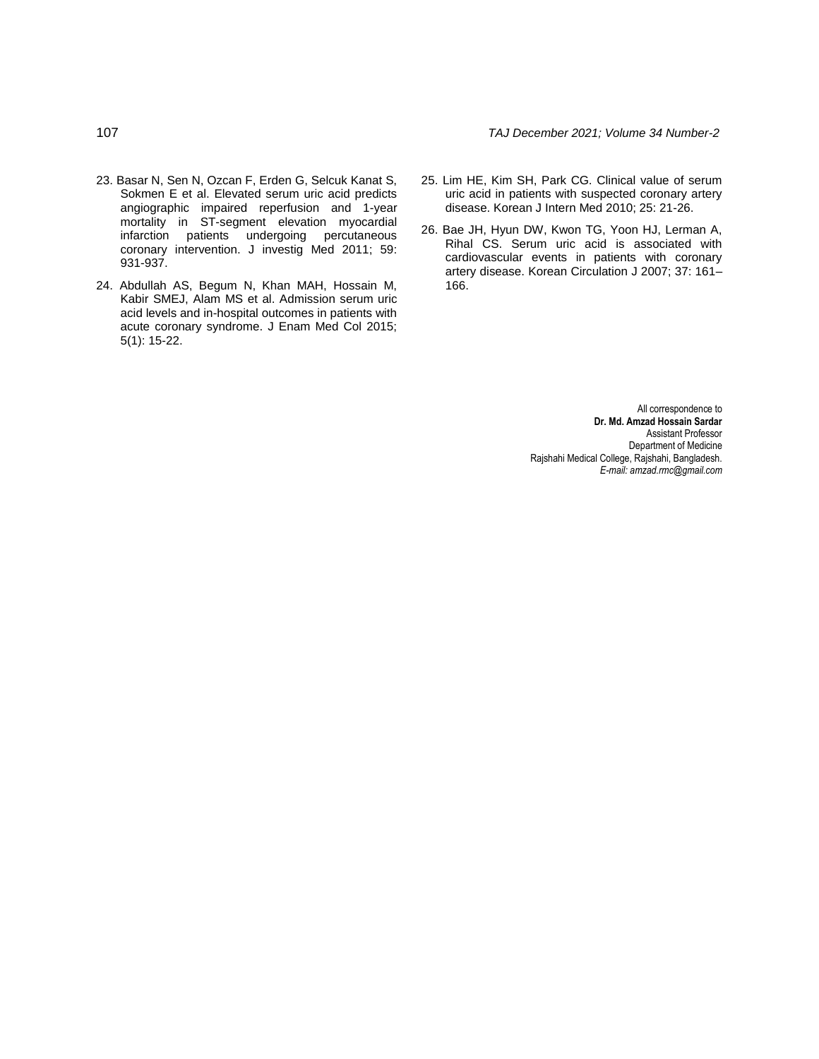23. Basar N, Sen N, Ozcan F, Erden G, Selcuk Kanat S, Sokmen E et al. Elevated serum uric acid predicts angiographic impaired reperfusion and 1-year mortality in ST-segment elevation myocardial infarction patients undergoing percutaneous coronary intervention. J investig Med 2011; 59: 931-937.

24. Abdullah AS, Begum N, Khan MAH, Hossain M, Kabir SMEJ, Alam MS et al. Admission serum uric acid levels and in-hospital outcomes in patients with acute coronary syndrome. J Enam Med Col 2015; 5(1): 15-22.

25. Lim HE, Kim SH, Park CG. Clinical value of serum uric acid in patients with suspected coronary artery disease. Korean J Intern Med 2010; 25: 21-26.

26. Bae JH, Hyun DW, Kwon TG, Yoon HJ, Lerman A, Rihal CS. Serum uric acid is associated with cardiovascular events in patients with coronary artery disease. Korean Circulation J 2007; 37: 161–166.

All correspondence to
**Dr. Md. Amzad Hossain Sardar**
Assistant Professor
Department of Medicine
Rajshahi Medical College, Rajshahi, Bangladesh.
*E-mail: amzad.rmc@gmail.com*